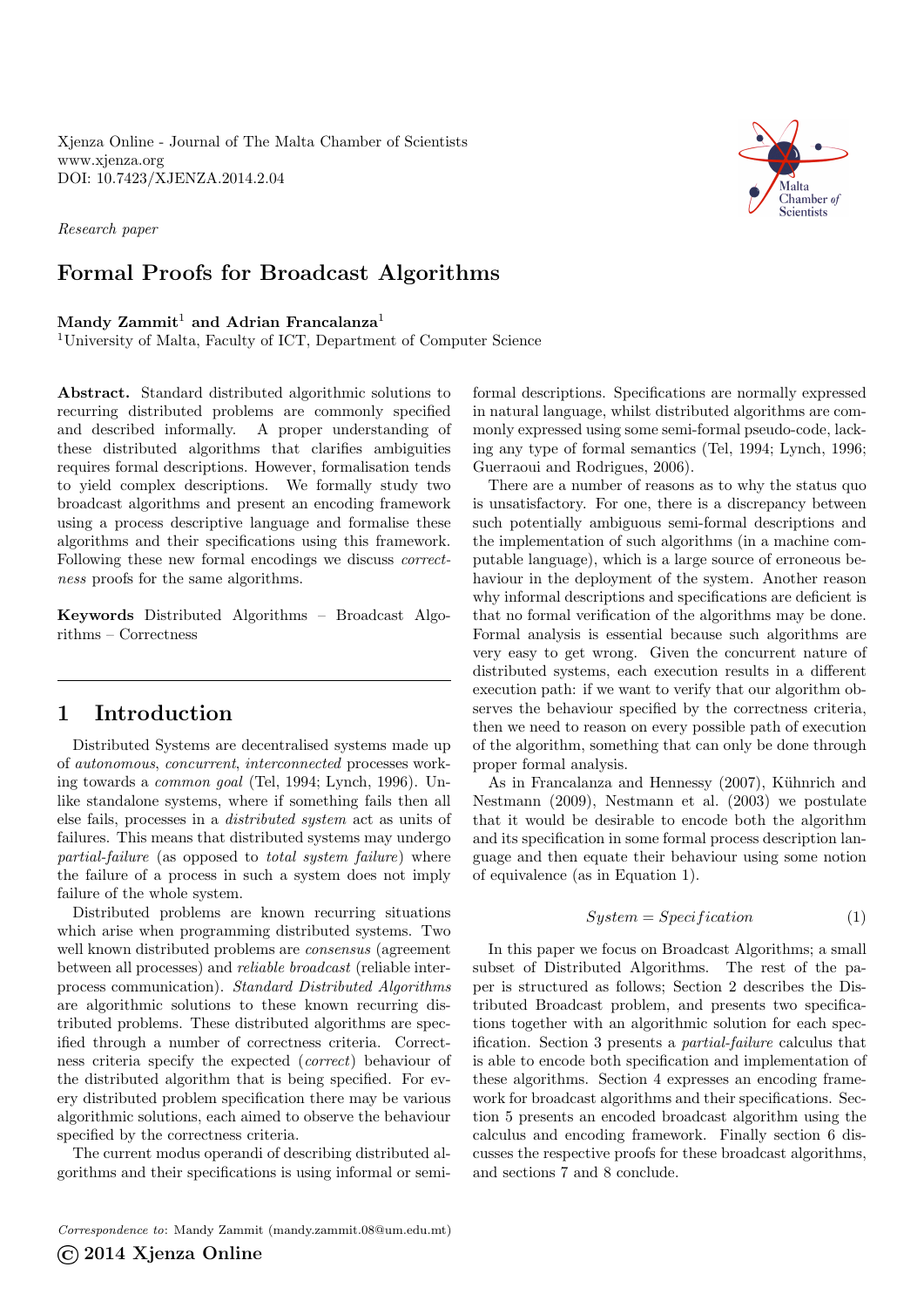Xjenza Online - Journal of The Malta Chamber of Scientists
www.xjenza.org
DOI: 10.7423/XJENZA.2014.2.04

*Research paper*

# Formal Proofs for Broadcast Algorithms

**Mandy Zammit**[1] **and Adrian Francalanza**[1]

[1]University of Malta, Faculty of ICT, Department of Computer Science

**Abstract.** Standard distributed algorithmic solutions to recurring distributed problems are commonly specified and described informally. A proper understanding of these distributed algorithms that clarifies ambiguities requires formal descriptions. However, formalisation tends to yield complex descriptions. We formally study two broadcast algorithms and present an encoding framework using a process descriptive language and formalise these algorithms and their specifications using this framework. Following these new formal encodings we discuss *correctness* proofs for the same algorithms.

**Keywords** Distributed Algorithms – Broadcast Algorithms – Correctness

## 1 Introduction

Distributed Systems are decentralised systems made up of *autonomous*, *concurrent*, *interconnected* processes working towards a *common goal* (Tel, 1994; Lynch, 1996). Unlike standalone systems, where if something fails then all else fails, processes in a *distributed system* act as units of failures. This means that distributed systems may undergo *partial-failure* (as opposed to *total system failure*) where the failure of a process in such a system does not imply failure of the whole system.

Distributed problems are known recurring situations which arise when programming distributed systems. Two well known distributed problems are *consensus* (agreement between all processes) and *reliable broadcast* (reliable interprocess communication). *Standard Distributed Algorithms* are algorithmic solutions to these known recurring distributed problems. These distributed algorithms are specified through a number of correctness criteria. Correctness criteria specify the expected (*correct*) behaviour of the distributed algorithm that is being specified. For every distributed problem specification there may be various algorithmic solutions, each aimed to observe the behaviour specified by the correctness criteria.

The current modus operandi of describing distributed algorithms and their specifications is using informal or semi-formal descriptions. Specifications are normally expressed in natural language, whilst distributed algorithms are commonly expressed using some semi-formal pseudo-code, lacking any type of formal semantics (Tel, 1994; Lynch, 1996; Guerraoui and Rodrigues, 2006).

There are a number of reasons as to why the status quo is unsatisfactory. For one, there is a discrepancy between such potentially ambiguous semi-formal descriptions and the implementation of such algorithms (in a machine computable language), which is a large source of erroneous behaviour in the deployment of the system. Another reason why informal descriptions and specifications are deficient is that no formal verification of the algorithms may be done. Formal analysis is essential because such algorithms are very easy to get wrong. Given the concurrent nature of distributed systems, each execution results in a different execution path: if we want to verify that our algorithm observes the behaviour specified by the correctness criteria, then we need to reason on every possible path of execution of the algorithm, something that can only be done through proper formal analysis.

As in Francalanza and Hennessy (2007), Kühnrich and Nestmann (2009), Nestmann et al. (2003) we postulate that it would be desirable to encode both the algorithm and its specification in some formal process description language and then equate their behaviour using some notion of equivalence (as in Equation 1).

$$System = Specification \qquad (1)$$

In this paper we focus on Broadcast Algorithms; a small subset of Distributed Algorithms. The rest of the paper is structured as follows; Section 2 describes the Distributed Broadcast problem, and presents two specifications together with an algorithmic solution for each specification. Section 3 presents a *partial-failure* calculus that is able to encode both specification and implementation of these algorithms. Section 4 expresses an encoding framework for broadcast algorithms and their specifications. Section 5 presents an encoded broadcast algorithm using the calculus and encoding framework. Finally section 6 discusses the respective proofs for these broadcast algorithms, and sections 7 and 8 conclude.

*Correspondence to*: Mandy Zammit (mandy.zammit.08@um.edu.mt)

© 2014 Xjenza Online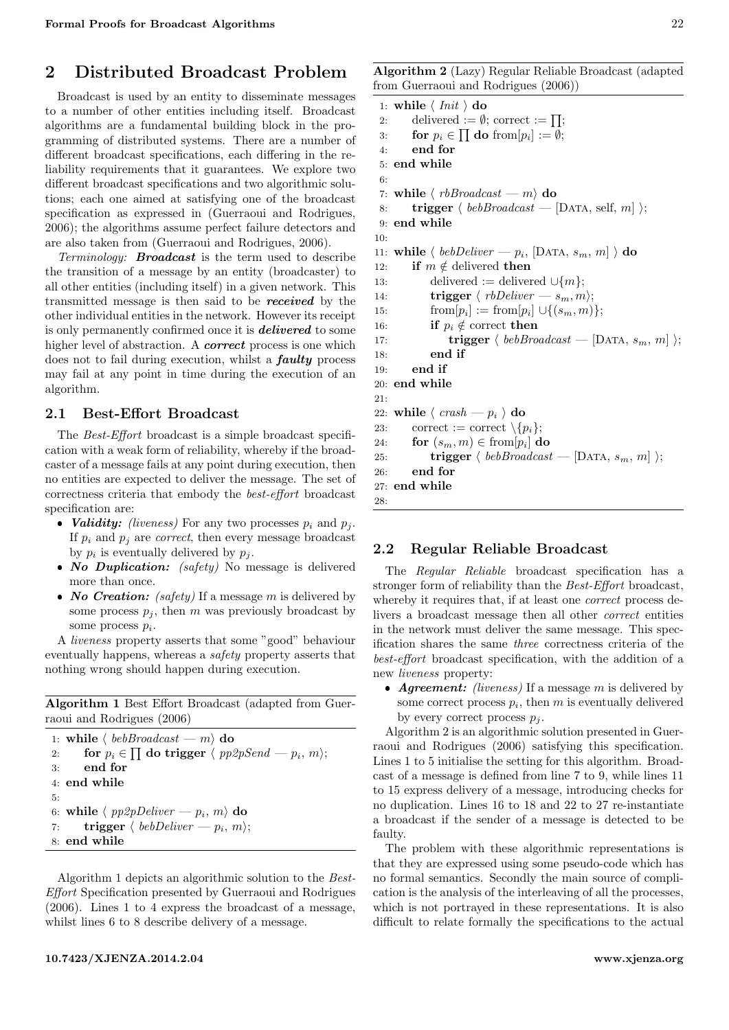## 2 Distributed Broadcast Problem

Broadcast is used by an entity to disseminate messages to a number of other entities including itself. Broadcast algorithms are a fundamental building block in the programming of distributed systems. There are a number of different broadcast specifications, each differing in the reliability requirements that it guarantees. We explore two different broadcast specifications and two algorithmic solutions; each one aimed at satisfying one of the broadcast specification as expressed in (Guerraoui and Rodrigues, 2006); the algorithms assume perfect failure detectors and are also taken from (Guerraoui and Rodrigues, 2006).

*Terminology:* ***Broadcast*** is the term used to describe the transition of a message by an entity (broadcaster) to all other entities (including itself) in a given network. This transmitted message is then said to be ***received*** by the other individual entities in the network. However its receipt is only permanently confirmed once it is ***delivered*** to some higher level of abstraction. A ***correct*** process is one which does not to fail during execution, whilst a ***faulty*** process may fail at any point in time during the execution of an algorithm.

### 2.1 Best-Effort Broadcast

The *Best-Effort* broadcast is a simple broadcast specification with a weak form of reliability, whereby if the broadcaster of a message fails at any point during execution, then no entities are expected to deliver the message. The set of correctness criteria that embody the *best-effort* broadcast specification are:

- ***Validity:*** *(liveness)* For any two processes $p_i$ and $p_j$. If $p_i$ and $p_j$ are *correct*, then every message broadcast by $p_i$ is eventually delivered by $p_j$.
- ***No Duplication:*** *(safety)* No message is delivered more than once.
- ***No Creation:*** *(safety)* If a message $m$ is delivered by some process $p_j$, then $m$ was previously broadcast by some process $p_i$.

A *liveness* property asserts that some "good" behaviour eventually happens, whereas a *safety* property asserts that nothing wrong should happen during execution.

**Algorithm 1** Best Effort Broadcast (adapted from Guerraoui and Rodrigues (2006)

```
1: while ⟨ bebBroadcast — m⟩ do
2:     for p_i ∈ ∏ do trigger ⟨ pp2pSend — p_i, m⟩;
3:     end for
4: end while
5:
6: while ⟨ pp2pDeliver — p_i, m⟩ do
7:     trigger ⟨ bebDeliver — p_i, m⟩;
8: end while
```

Algorithm 1 depicts an algorithmic solution to the *Best-Effort* Specification presented by Guerraoui and Rodrigues (2006). Lines 1 to 4 express the broadcast of a message, whilst lines 6 to 8 describe delivery of a message.

**Algorithm 2** (Lazy) Regular Reliable Broadcast (adapted from Guerraoui and Rodrigues (2006))

```
1: while ⟨ Init ⟩ do
2:     delivered := ∅; correct := ∏;
3:     for p_i ∈ ∏ do from[p_i] := ∅;
4:     end for
5: end while
6:
7: while ⟨ rbBroadcast — m⟩ do
8:     trigger ⟨ bebBroadcast — [DATA, self, m] ⟩;
9: end while
10:
11: while ⟨ bebDeliver — p_i, [DATA, s_m, m] ⟩ do
12:     if m ∉ delivered then
13:         delivered := delivered ∪{m};
14:         trigger ⟨ rbDeliver — s_m, m⟩;
15:         from[p_i] := from[p_i] ∪{(s_m, m)};
16:         if p_i ∉ correct then
17:             trigger ⟨ bebBroadcast — [DATA, s_m, m] ⟩;
18:         end if
19:     end if
20: end while
21:
22: while ⟨ crash — p_i ⟩ do
23:     correct := correct \{p_i};
24:     for (s_m, m) ∈ from[p_i] do
25:         trigger ⟨ bebBroadcast — [DATA, s_m, m] ⟩;
26:     end for
27: end while
28:
```

### 2.2 Regular Reliable Broadcast

The *Regular Reliable* broadcast specification has a stronger form of reliability than the *Best-Effort* broadcast, whereby it requires that, if at least one *correct* process delivers a broadcast message then all other *correct* entities in the network must deliver the same message. This specification shares the same *three* correctness criteria of the *best-effort* broadcast specification, with the addition of a new *liveness* property:

- ***Agreement:*** *(liveness)* If a message $m$ is delivered by some correct process $p_i$, then $m$ is eventually delivered by every correct process $p_j$.

Algorithm 2 is an algorithmic solution presented in Guerraoui and Rodrigues (2006) satisfying this specification. Lines 1 to 5 initialise the setting for this algorithm. Broadcast of a message is defined from line 7 to 9, while lines 11 to 15 express delivery of a message, introducing checks for no duplication. Lines 16 to 18 and 22 to 27 re-instantiate a broadcast if the sender of a message is detected to be faulty.

The problem with these algorithmic representations is that they are expressed using some pseudo-code which has no formal semantics. Secondly the main source of complication is the analysis of the interleaving of all the processes, which is not portrayed in these representations. It is also difficult to relate formally the specifications to the actual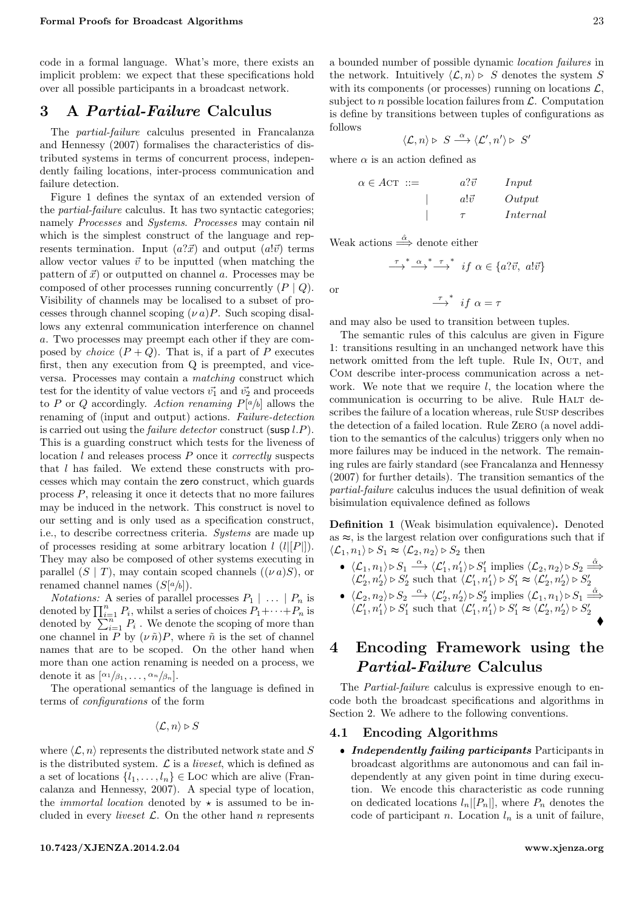code in a formal language. What's more, there exists an implicit problem: we expect that these specifications hold over all possible participants in a broadcast network.

## 3 A *Partial-Failure* Calculus

The *partial-failure* calculus presented in Francalanza and Hennessy (2007) formalises the characteristics of distributed systems in terms of concurrent process, independently failing locations, inter-process communication and failure detection.

Figure 1 defines the syntax of an extended version of the *partial-failure* calculus. It has two syntactic categories; namely *Processes* and *Systems*. *Processes* may contain nil which is the simplest construct of the language and represents termination. Input ($a?\vec{x}$) and output ($a!\vec{v}$) terms allow vector values $\vec{v}$ to be inputted (when matching the pattern of $\vec{x}$) or outputted on channel $a$. Processes may be composed of other processes running concurrently ($P \mid Q$). Visibility of channels may be localised to a subset of processes through channel scoping $(\nu\, a)P$. Such scoping disallows any extenral communication interference on channel $a$. Two processes may preempt each other if they are composed by *choice* ($P + Q$). That is, if a part of $P$ executes first, then any execution from Q is preempted, and vice-versa. Processes may contain a *matching* construct which test for the identity of value vectors $\vec{v_1}$ and $\vec{v_2}$ and proceeds to $P$ or $Q$ accordingly. *Action renaming* $P[a/b]$ allows the renaming of (input and output) actions. *Failure-detection* is carried out using the *failure detector* construct ($\mathsf{susp}\, l.P$). This is a guarding construct which tests for the liveness of location $l$ and releases process $P$ once it *correctly* suspects that $l$ has failed. We extend these constructs with processes which may contain the zero construct, which guards process $P$, releasing it once it detects that no more failures may be induced in the network. This construct is novel to our setting and is only used as a specification construct, i.e., to describe correctness criteria. *Systems* are made up of processes residing at some arbitrary location $l$ ($l[|P|]$). They may also be composed of other systems executing in parallel ($S \mid T$), may contain scoped channels ($(\nu\, a)S$), or renamed channel names ($S[a/b]$).

*Notations:* A series of parallel processes $P_1 \mid \ldots \mid P_n$ is denoted by $\prod_{i=1}^{n} P_i$, whilst a series of choices $P_1 + \cdots + P_n$ is denoted by $\sum_{i=1}^{n} P_i$. We denote the scoping of more than one channel in $P$ by $(\nu\, \tilde{n})P$, where $\tilde{n}$ is the set of channel names that are to be scoped. On the other hand when more than one action renaming is needed on a process, we denote it as $[\alpha_1/\beta_1, \ldots, \alpha_n/\beta_n]$.

The operational semantics of the language is defined in terms of *configurations* of the form

$$\langle \mathcal{L}, n \rangle \triangleright S$$

where $\langle \mathcal{L}, n \rangle$ represents the distributed network state and $S$ is the distributed system. $\mathcal{L}$ is a *liveset*, which is defined as a set of locations $\{l_1, \ldots, l_n\} \in \textsc{Loc}$ which are alive (Francalanza and Hennessy, 2007). A special type of location, the *immortal location* denoted by $\star$ is assumed to be included in every *liveset* $\mathcal{L}$. On the other hand $n$ represents a bounded number of possible dynamic *location failures* in the network. Intuitively $\langle \mathcal{L}, n \rangle \triangleright S$ denotes the system $S$ with its components (or processes) running on locations $\mathcal{L}$, subject to $n$ possible location failures from $\mathcal{L}$. Computation is define by transitions between tuples of configurations as follows

$$\langle \mathcal{L}, n \rangle \triangleright S \xrightarrow{\alpha} \langle \mathcal{L}', n' \rangle \triangleright S'$$

where $\alpha$ is an action defined as

$$
\begin{array}{rcll}
\alpha \in \textsc{Act} & ::= & a?\vec{v} & \textit{Input} \\
& \mid & a!\vec{v} & \textit{Output} \\
& \mid & \tau & \textit{Internal}
\end{array}
$$

Weak actions $\overset{\hat{\alpha}}{\Longrightarrow}$ denote either

$$\xrightarrow{\tau}^{*} \xrightarrow{\alpha}^{*} \xrightarrow{\tau}^{*} \;\; if\ \alpha \in \{a?\vec{v},\ a!\vec{v}\}$$

or

$$\xrightarrow{\tau}^{*} \;\; if\ \alpha = \tau$$

and may also be used to transition between tuples.

The semantic rules of this calculus are given in Figure 1: transitions resulting in an unchanged network have this network omitted from the left tuple. Rule In, Out, and Com describe inter-process communication across a network. We note that we require $l$, the location where the communication is occurring to be alive. Rule Halt describes the failure of a location whereas, rule Susp describes the detection of a failed location. Rule Zero (a novel addition to the semantics of the calculus) triggers only when no more failures may be induced in the network. The remaining rules are fairly standard (see Francalanza and Hennessy (2007) for further details). The transition semantics of the *partial-failure* calculus induces the usual definition of weak bisimulation equivalence defined as follows

**Definition 1** (Weak bisimulation equivalence)**.** Denoted as $\approx$, is the largest relation over configurations such that if $\langle \mathcal{L}_1, n_1 \rangle \triangleright S_1 \approx \langle \mathcal{L}_2, n_2 \rangle \triangleright S_2$ then

- $\langle \mathcal{L}_1, n_1 \rangle \triangleright S_1 \xrightarrow{\alpha} \langle \mathcal{L}_1', n_1' \rangle \triangleright S_1'$ implies $\langle \mathcal{L}_2, n_2 \rangle \triangleright S_2 \overset{\hat{\alpha}}{\Longrightarrow} \langle \mathcal{L}_2', n_2' \rangle \triangleright S_2'$ such that $\langle \mathcal{L}_1', n_1' \rangle \triangleright S_1' \approx \langle \mathcal{L}_2', n_2' \rangle \triangleright S_2'$
- $\langle \mathcal{L}_2, n_2 \rangle \triangleright S_2 \xrightarrow{\alpha} \langle \mathcal{L}_2', n_2' \rangle \triangleright S_2'$ implies $\langle \mathcal{L}_1, n_1 \rangle \triangleright S_1 \overset{\hat{\alpha}}{\Longrightarrow} \langle \mathcal{L}_1', n_1' \rangle \triangleright S_1'$ such that $\langle \mathcal{L}_1', n_1' \rangle \triangleright S_1' \approx \langle \mathcal{L}_2', n_2' \rangle \triangleright S_2'$

♦

## 4 Encoding Framework using the *Partial-Failure* Calculus

The *Partial-failure* calculus is expressive enough to encode both the broadcast specifications and algorithms in Section 2. We adhere to the following conventions.

### 4.1 Encoding Algorithms

- ***Independently failing participants*** Participants in broadcast algorithms are autonomous and can fail independently at any given point in time during execution. We encode this characteristic as code running on dedicated locations $l_n[|P_n|]$, where $P_n$ denotes the code of participant $n$. Location $l_n$ is a unit of failure,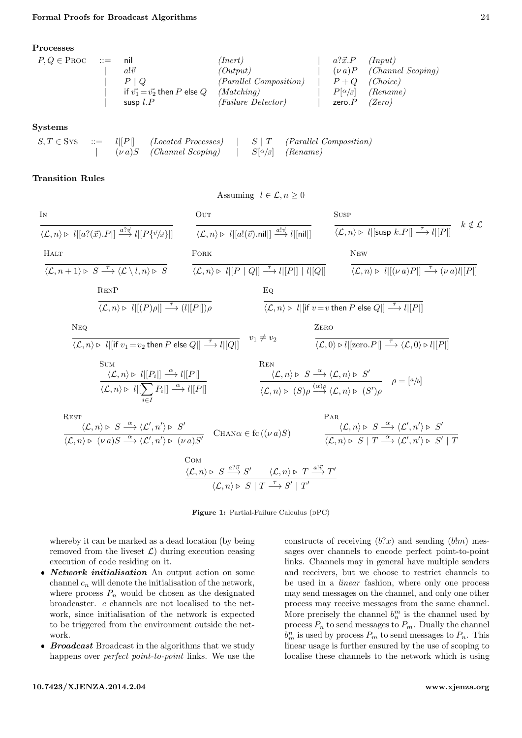### Processes

$$
\begin{array}{llllll}
P, Q \in \textsc{Proc} & ::= & \mathsf{nil} & \textit{(Inert)} & \mid\; a?\vec{x}.P & \textit{(Input)} \\
& \mid & a!\vec{v} & \textit{(Output)} & \mid\; (\nu\, a)P & \textit{(Channel Scoping)} \\
& \mid & P \mid Q & \textit{(Parallel Composition)} & \mid\; P + Q & \textit{(Choice)} \\
& \mid & \mathsf{if}\ \vec{v_1} = \vec{v_2}\ \mathsf{then}\ P\ \mathsf{else}\ Q & \textit{(Matching)} & \mid\; P[\alpha/\beta] & \textit{(Rename)} \\
& \mid & \mathsf{susp}\ l.P & \textit{(Failure Detector)} & \mid\; \mathsf{zero}.P & \textit{(Zero)}
\end{array}
$$

### Systems

$$
\begin{array}{llllll}
S, T \in \textsc{Sys} & ::= & l[\![P]\!] & \textit{(Located Processes)} & \mid\; S \mid T & \textit{(Parallel Composition)} \\
& \mid & (\nu\, a)S & \textit{(Channel Scoping)} & \mid\; S[\alpha/\beta] & \textit{(Rename)}
\end{array}
$$

### Transition Rules

Assuming $l \in \mathcal{L}, n \geq 0$

$$
\textsc{In}\ \frac{}{\langle \mathcal{L}, n\rangle \triangleright\ l[\![a?(\vec{x}).P]\!] \xrightarrow{a?\vec{v}} l[\![P\{\vec{v}/\vec{x}\}]\!]}
\qquad
\textsc{Out}\ \frac{}{\langle \mathcal{L}, n\rangle \triangleright\ l[\![a!(\vec{v}).\mathsf{nil}]\!] \xrightarrow{a!\vec{v}} l[\![\mathsf{nil}]\!]}
\qquad
\textsc{Susp}\ \frac{}{\langle \mathcal{L}, n\rangle \triangleright\ l[\![\mathsf{susp}\ k.P]\!] \xrightarrow{\tau} l[\![P]\!]}\ k \notin \mathcal{L}
$$

$$
\textsc{Halt}\ \frac{}{\langle \mathcal{L}, n+1\rangle \triangleright\ S \xrightarrow{\tau} \langle \mathcal{L} \setminus l, n\rangle \triangleright\ S}
\qquad
\textsc{Fork}\ \frac{}{\langle \mathcal{L}, n\rangle \triangleright\ l[\![P \mid Q]\!] \xrightarrow{\tau} l[\![P]\!] \mid l[\![Q]\!]}
\qquad
\textsc{New}\ \frac{}{\langle \mathcal{L}, n\rangle \triangleright\ l[\![(\nu\, a)P]\!] \xrightarrow{\tau} (\nu\, a)l[\![P]\!]}
$$

$$
\textsc{RenP}\ \frac{}{\langle \mathcal{L}, n\rangle \triangleright\ l[\![(P)\rho]\!] \xrightarrow{\tau} (l[\![P]\!])\rho}
\qquad
\textsc{Eq}\ \frac{}{\langle \mathcal{L}, n\rangle \triangleright\ l[\![\mathsf{if}\ v = v\ \mathsf{then}\ P\ \mathsf{else}\ Q]\!] \xrightarrow{\tau} l[\![P]\!]}
$$

$$
\textsc{Neq}\ \frac{}{\langle \mathcal{L}, n\rangle \triangleright\ l[\![\mathsf{if}\ v_1 = v_2\ \mathsf{then}\ P\ \mathsf{else}\ Q]\!] \xrightarrow{\tau} l[\![Q]\!]}\ v_1 \neq v_2
\qquad
\textsc{Zero}\ \frac{}{\langle \mathcal{L}, 0\rangle \triangleright l[\![\mathrm{zero}.P]\!] \xrightarrow{\tau} \langle \mathcal{L}, 0\rangle \triangleright l[\![P]\!]}
$$

$$
\textsc{Sum}\ \frac{\langle \mathcal{L}, n\rangle \triangleright\ l[\![P_i]\!] \xrightarrow{\alpha} l[\![P]\!]}{\langle \mathcal{L}, n\rangle \triangleright\ l[\![\sum_{i \in I} P_i]\!] \xrightarrow{\alpha} l[\![P]\!]}
\qquad
\textsc{Ren}\ \frac{\langle \mathcal{L}, n\rangle \triangleright\ S \xrightarrow{\alpha} \langle \mathcal{L}, n\rangle \triangleright\ S'}{\langle \mathcal{L}, n\rangle \triangleright\ (S)\rho \xrightarrow{(\alpha)\rho} \langle \mathcal{L}, n\rangle \triangleright\ (S')\rho}\ \rho = [a/b]
$$

$$
\textsc{Rest}\ \frac{\langle \mathcal{L}, n\rangle \triangleright\ S \xrightarrow{\alpha} \langle \mathcal{L}', n'\rangle \triangleright\ S'}{\langle \mathcal{L}, n\rangle \triangleright\ (\nu\, a)S \xrightarrow{\alpha} \langle \mathcal{L}', n'\rangle \triangleright\ (\nu\, a)S'}\ \textsc{Chan}\alpha \in \mathrm{fc}\,((\nu\, a)S)
\qquad
\textsc{Par}\ \frac{\langle \mathcal{L}, n\rangle \triangleright\ S \xrightarrow{\alpha} \langle \mathcal{L}', n'\rangle \triangleright\ S'}{\langle \mathcal{L}, n\rangle \triangleright\ S \mid T \xrightarrow{\alpha} \langle \mathcal{L}', n'\rangle \triangleright\ S' \mid T}
$$

$$
\textsc{Com}\ \frac{\langle \mathcal{L}, n\rangle \triangleright\ S \xrightarrow{a?\vec{v}} S' \qquad \langle \mathcal{L}, n\rangle \triangleright\ T \xrightarrow{a!\vec{v}} T'}{\langle \mathcal{L}, n\rangle \triangleright\ S \mid T \xrightarrow{\tau} S' \mid T'}
$$

**Figure 1:** Partial-Failure Calculus (DPC)

whereby it can be marked as a dead location (by being removed from the liveset $\mathcal{L}$) during execution ceasing execution of code residing on it.

- ***Network initialisation*** An output action on some channel $c_n$ will denote the initialisation of the network, where process $P_n$ would be chosen as the designated broadcaster. $c$ channels are not localised to the network, since initialisation of the network is expected to be triggered from the environment outside the network.
- ***Broadcast*** Broadcast in the algorithms that we study happens over *perfect point-to-point* links. We use the constructs of receiving ($b?x$) and sending ($b!m$) messages over channels to encode perfect point-to-point links. Channels may in general have multiple senders and receivers, but we choose to restrict channels to be used in a *linear* fashion, where only one process may send messages on the channel, and only one other process may receive messages from the same channel. More precisely the channel $b_n^m$ is the channel used by process $P_n$ to send messages to $P_m$. Dually the channel $b_m^n$ is used by process $P_m$ to send messages to $P_n$. This linear usage is further ensured by the use of scoping to localise these channels to the network which is using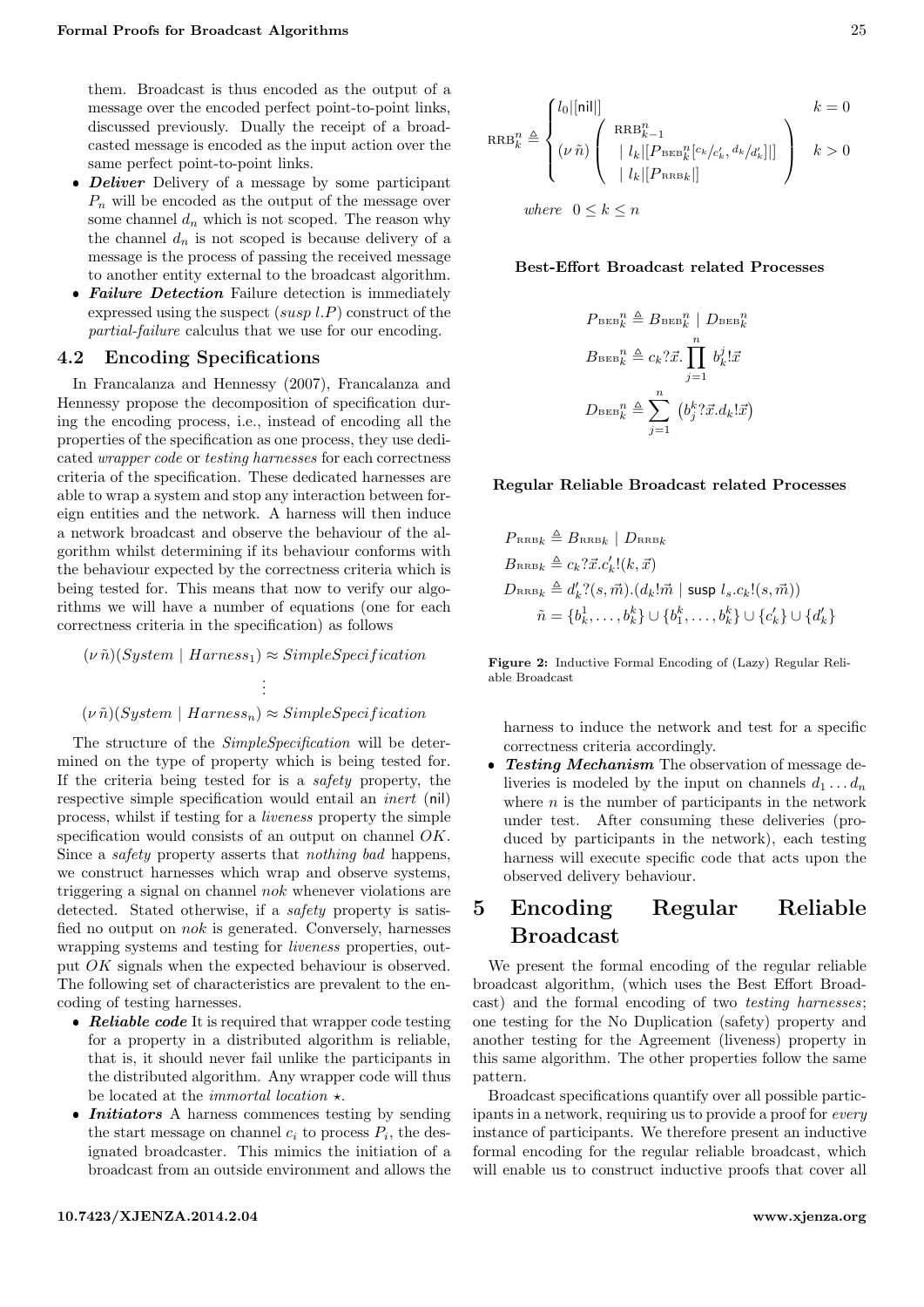them. Broadcast is thus encoded as the output of a message over the encoded perfect point-to-point links, discussed previously. Dually the receipt of a broadcasted message is encoded as the input action over the same perfect point-to-point links.

- ***Deliver*** Delivery of a message by some participant $P_n$ will be encoded as the output of the message over some channel $d_n$ which is not scoped. The reason why the channel $d_n$ is not scoped is because delivery of a message is the process of passing the received message to another entity external to the broadcast algorithm.
- ***Failure Detection*** Failure detection is immediately expressed using the suspect ($susp\ l.P$) construct of the *partial-failure* calculus that we use for our encoding.

## 4.2 Encoding Specifications

In Francalanza and Hennessy (2007), Francalanza and Hennessy propose the decomposition of specification during the encoding process, i.e., instead of encoding all the properties of the specification as one process, they use dedicated *wrapper code* or *testing harnesses* for each correctness criteria of the specification. These dedicated harnesses are able to wrap a system and stop any interaction between foreign entities and the network. A harness will then induce a network broadcast and observe the behaviour of the algorithm whilst determining if its behaviour conforms with the behaviour expected by the correctness criteria which is being tested for. This means that now to verify our algorithms we will have a number of equations (one for each correctness criteria in the specification) as follows

$$(\nu\, \tilde{n})(System \mid Harness_1) \approx SimpleSpecification$$
$$\vdots$$
$$(\nu\, \tilde{n})(System \mid Harness_n) \approx SimpleSpecification$$

The structure of the *SimpleSpecification* will be determined on the type of property which is being tested for. If the criteria being tested for is a *safety* property, the respective simple specification would entail an *inert* (nil) process, whilst if testing for a *liveness* property the simple specification would consists of an output on channel $OK$. Since a *safety* property asserts that *nothing bad* happens, we construct harnesses which wrap and observe systems, triggering a signal on channel $nok$ whenever violations are detected. Stated otherwise, if a *safety* property is satisfied no output on $nok$ is generated. Conversely, harnesses wrapping systems and testing for *liveness* properties, output $OK$ signals when the expected behaviour is observed. The following set of characteristics are prevalent to the encoding of testing harnesses.

- ***Reliable code*** It is required that wrapper code testing for a property in a distributed algorithm is reliable, that is, it should never fail unlike the participants in the distributed algorithm. Any wrapper code will thus be located at the *immortal location* $\star$.
- ***Initiators*** A harness commences testing by sending the start message on channel $c_i$ to process $P_i$, the designated broadcaster. This mimics the initiation of a broadcast from an outside environment and allows the harness to induce the network and test for a specific correctness criteria accordingly.
- ***Testing Mechanism*** The observation of message deliveries is modeled by the input on channels $d_1 \ldots d_n$ where $n$ is the number of participants in the network under test. After consuming these deliveries (produced by participants in the network), each testing harness will execute specific code that acts upon the observed delivery behaviour.

$$\text{RRB}^n_k \triangleq \begin{cases} l_0[\![\mathsf{nil}]\!] & k = 0 \\ (\nu\, \tilde{n})\left( \begin{array}{l} \text{RRB}^n_{k-1} \\ \mid l_k[\![P_{\text{BEB}^n_k}[^{c_k}/_{c'_k}, {}^{d_k}/_{d'_k}]]\!] \\ \mid l_k[\![P_{\text{RRB}k}]\!] \end{array} \right) & k > 0 \end{cases}$$

*where* $\ 0 \le k \le n$

**Best-Effort Broadcast related Processes**

$$P_{\text{BEB}^n_k} \triangleq B_{\text{BEB}^n_k} \mid D_{\text{BEB}^n_k}$$
$$B_{\text{BEB}^n_k} \triangleq c_k?\vec{x}.\prod_{j=1}^{n} b^j_k!\vec{x}$$
$$D_{\text{BEB}^n_k} \triangleq \sum_{j=1}^{n} \left(b^k_j?\vec{x}.d_k!\vec{x}\right)$$

**Regular Reliable Broadcast related Processes**

$$P_{\text{RRB}k} \triangleq B_{\text{RRB}k} \mid D_{\text{RRB}k}$$
$$B_{\text{RRB}k} \triangleq c_k?\vec{x}.c'_k!(k, \vec{x})$$
$$D_{\text{RRB}k} \triangleq d'_k?(s, \vec{m}).(d_k!\vec{m} \mid \mathsf{susp}\ l_s.c_k!(s, \vec{m}))$$
$$\tilde{n} = \{b^1_k, \ldots, b^k_k\} \cup \{b^k_1, \ldots, b^k_k\} \cup \{c'_k\} \cup \{d'_k\}$$

**Figure 2:** Inductive Formal Encoding of (Lazy) Regular Reliable Broadcast

# 5 Encoding Regular Reliable Broadcast

We present the formal encoding of the regular reliable broadcast algorithm, (which uses the Best Effort Broadcast) and the formal encoding of two *testing harnesses*; one testing for the No Duplication (safety) property and another testing for the Agreement (liveness) property in this same algorithm. The other properties follow the same pattern.

Broadcast specifications quantify over all possible participants in a network, requiring us to provide a proof for *every* instance of participants. We therefore present an inductive formal encoding for the regular reliable broadcast, which will enable us to construct inductive proofs that cover all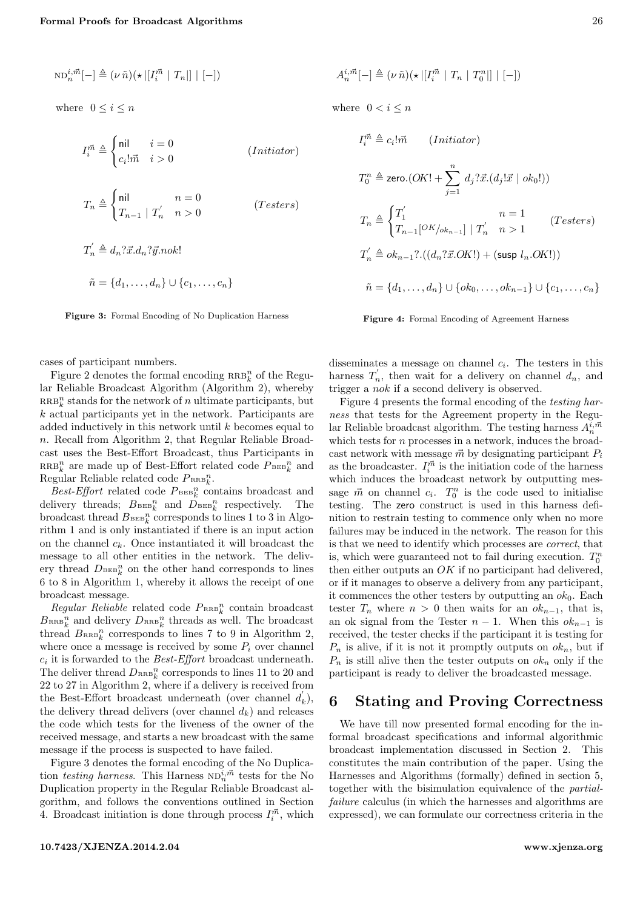$$\text{ND}^{i,\vec{m}}_n[-] \triangleq (\nu\,\tilde{n})(\star\,|[I^{\vec{m}}_i \mid T_n|] \mid [-])$$

where $0 \le i \le n$

$$I^{\vec{m}}_i \triangleq \begin{cases} \mathsf{nil} & i = 0 \\ c_i!\vec{m} & i > 0 \end{cases} \qquad (Initiator)$$

$$T_n \triangleq \begin{cases} \mathsf{nil} & n = 0 \\ T_{n-1} \mid T^{'}_n & n > 0 \end{cases} \qquad (Testers)$$

$$T^{'}_n \triangleq d_n?\vec{x}.d_n?\vec{y}.nok!$$

$$\tilde{n} = \{d_1, \ldots, d_n\} \cup \{c_1, \ldots, c_n\}$$

**Figure 3:** Formal Encoding of No Duplication Harness

$$A^{i,\vec{m}}_n[-] \triangleq (\nu\,\tilde{n})(\star\,|[I^{\vec{m}}_i \mid T_n \mid T^n_0|] \mid [-])$$

where $0 < i \le n$

$$I^{\vec{m}}_i \triangleq c_i!\vec{m} \qquad (Initiator)$$

$$T^n_0 \triangleq \mathsf{zero}.(OK! + \sum_{j=1}^{n} d_j?\vec{x}.(d_j!\vec{x} \mid ok_0!))$$

$$T_n \triangleq \begin{cases} T^{'}_1 & n = 1 \\ T_{n-1}[^{OK}/_{ok_{n-1}}] \mid T^{'}_n & n > 1 \end{cases} \qquad (Testers)$$

$$T^{'}_n \triangleq ok_{n-1}?.((d_n?\vec{x}.OK!) + (\mathsf{susp}\ l_n.OK!))$$

$$\tilde{n} = \{d_1, \ldots, d_n\} \cup \{ok_0, \ldots, ok_{n-1}\} \cup \{c_1, \ldots, c_n\}$$

**Figure 4:** Formal Encoding of Agreement Harness

cases of participant numbers.

Figure 2 denotes the formal encoding $\text{RRB}^n_k$ of the Regular Reliable Broadcast Algorithm (Algorithm 2), whereby $\text{RRB}^n_k$ stands for the network of $n$ ultimate participants, but $k$ actual participants yet in the network. Participants are added inductively in this network until $k$ becomes equal to $n$. Recall from Algorithm 2, that Regular Reliable Broadcast uses the Best-Effort Broadcast, thus Participants in $\text{RRB}^n_k$ are made up of Best-Effort related code $P_{\text{BEB}^n_k}$ and Regular Reliable related code $P_{\text{RRB}^n_k}$.

*Best-Effort* related code $P_{\text{BEB}^n_k}$ contains broadcast and delivery threads; $B_{\text{BEB}^n_k}$ and $D_{\text{BEB}^n_k}$ respectively. The broadcast thread $B_{\text{BEB}^n_k}$ corresponds to lines 1 to 3 in Algorithm 1 and is only instantiated if there is an input action on the channel $c_k$. Once instantiated it will broadcast the message to all other entities in the network. The delivery thread $D_{\text{BEB}^n_k}$ on the other hand corresponds to lines 6 to 8 in Algorithm 1, whereby it allows the receipt of one broadcast message.

*Regular Reliable* related code $P_{\text{RRB}^n_k}$ contain broadcast $B_{\text{RRB}^n_k}$ and delivery $D_{\text{RRB}^n_k}$ threads as well. The broadcast thread $B_{\text{RRB}^n_k}$ corresponds to lines 7 to 9 in Algorithm 2, where once a message is received by some $P_i$ over channel $c_i$ it is forwarded to the *Best-Effort* broadcast underneath. The deliver thread $D_{\text{RRB}^n_k}$ corresponds to lines 11 to 20 and 22 to 27 in Algorithm 2, where if a delivery is received from the Best-Effort broadcast underneath (over channel $d^{'}_k$), the delivery thread delivers (over channel $d_k$) and releases the code which tests for the liveness of the owner of the received message, and starts a new broadcast with the same message if the process is suspected to have failed.

Figure 3 denotes the formal encoding of the No Duplication *testing harness*. This Harness $\text{ND}^{i,\vec{m}}_n$ tests for the No Duplication property in the Regular Reliable Broadcast algorithm, and follows the conventions outlined in Section 4. Broadcast initiation is done through process $I^{\vec{m}}_i$, which disseminates a message on channel $c_i$. The testers in this harness $T^{'}_n$, then wait for a delivery on channel $d_n$, and trigger a *nok* if a second delivery is observed.

Figure 4 presents the formal encoding of the *testing harness* that tests for the Agreement property in the Regular Reliable broadcast algorithm. The testing harness $A^{i,\vec{m}}_n$ which tests for $n$ processes in a network, induces the broadcast network with message $\vec{m}$ by designating participant $P_i$ as the broadcaster. $I^{\vec{m}}_i$ is the initiation code of the harness which induces the broadcast network by outputting message $\vec{m}$ on channel $c_i$. $T^n_0$ is the code used to initialise testing. The $\mathsf{zero}$ construct is used in this harness definition to restrain testing to commence only when no more failures may be induced in the network. The reason for this is that we need to identify which processes are *correct*, that is, which were guaranteed not to fail during execution. $T^n_0$ then either outputs an $OK$ if no participant had delivered, or if it manages to observe a delivery from any participant, it commences the other testers by outputting an $ok_0$. Each tester $T_n$ where $n > 0$ then waits for an $ok_{n-1}$, that is, an ok signal from the Tester $n-1$. When this $ok_{n-1}$ is received, the tester checks if the participant it is testing for $P_n$ is alive, if it is not it promptly outputs on $ok_n$, but if $P_n$ is still alive then the tester outputs on $ok_n$ only if the participant is ready to deliver the broadcasted message.

## 6 Stating and Proving Correctness

We have till now presented formal encoding for the informal broadcast specifications and informal algorithmic broadcast implementation discussed in Section 2. This constitutes the main contribution of the paper. Using the Harnesses and Algorithms (formally) defined in section 5, together with the bisimulation equivalence of the *partial-failure* calculus (in which the harnesses and algorithms are expressed), we can formulate our correctness criteria in the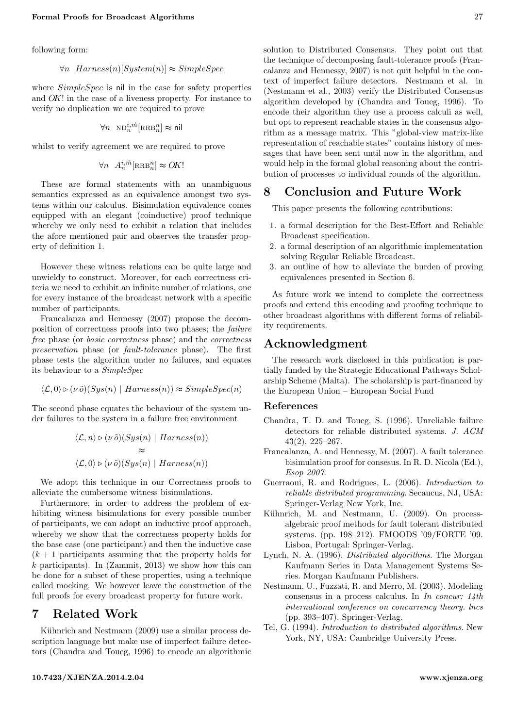following form:

$$\forall n \;\; Harness(n)[System(n)] \approx SimpleSpec$$

where *SimpleSpec* is $\mathsf{nil}$ in the case for safety properties and *OK*! in the case of a liveness property. For instance to verify no duplication we are required to prove

$$\forall n \;\; \text{ND}_n^{i,\vec{m}}[\text{RRB}_n^n] \approx \mathsf{nil}$$

whilst to verify agreement we are required to prove

$$\forall n \;\; A_n^{i,\vec{m}}[\text{RRB}_n^n] \approx OK!$$

These are formal statements with an unambiguous semantics expressed as an equivalence amongst two systems within our calculus. Bisimulation equivalence comes equipped with an elegant (coinductive) proof technique whereby we only need to exhibit a relation that includes the afore mentioned pair and observes the transfer property of definition 1.

However these witness relations can be quite large and unwieldy to construct. Moreover, for each correctness criteria we need to exhibit an infinite number of relations, one for every instance of the broadcast network with a specific number of participants.

Francalanza and Hennessy (2007) propose the decomposition of correctness proofs into two phases; the *failure free* phase (or *basic correctness* phase) and the *correctness preservation* phase (or *fault-tolerance* phase). The first phase tests the algorithm under no failures, and equates its behaviour to a *SimpleSpec*

$$\langle \mathcal{L}, 0 \rangle \triangleright (\nu\, \tilde{o})(Sys(n) \mid Harness(n)) \approx SimpleSpec(n)$$

The second phase equates the behaviour of the system under failures to the system in a failure free environment

$$\langle \mathcal{L}, n \rangle \triangleright (\nu\, \tilde{o})(Sys(n) \mid Harness(n)) \\ \approx \\ \langle \mathcal{L}, 0 \rangle \triangleright (\nu\, \tilde{o})(Sys(n) \mid Harness(n))$$

We adopt this technique in our Correctness proofs to alleviate the cumbersome witness bisimulations.

Furthermore, in order to address the problem of exhibiting witness bisimulations for every possible number of participants, we can adopt an inductive proof approach, whereby we show that the correctness property holds for the base case (one participant) and then the inductive case ($k + 1$ participants assuming that the property holds for $k$ participants). In (Zammit, 2013) we show how this can be done for a subset of these properties, using a technique called mocking. We however leave the construction of the full proofs for every broadcast property for future work.

# 7 Related Work

Kühnrich and Nestmann (2009) use a similar process description language but make use of imperfect failure detectors (Chandra and Toueg, 1996) to encode an algorithmic solution to Distributed Consensus. They point out that the technique of decomposing fault-tolerance proofs (Francalanza and Hennessy, 2007) is not quit helpful in the context of imperfect failure detectors. Nestmann et al. in (Nestmann et al., 2003) verify the Distributed Consensus algorithm developed by (Chandra and Toueg, 1996). To encode their algorithm they use a process calculi as well, but opt to represent reachable states in the consensus algorithm as a message matrix. This "global-view matrix-like representation of reachable states" contains history of messages that have been sent until now in the algorithm, and would help in the formal global reasoning about the contribution of processes to individual rounds of the algorithm.

# 8 Conclusion and Future Work

This paper presents the following contributions:

1. a formal description for the Best-Effort and Reliable Broadcast specification.
2. a formal description of an algorithmic implementation solving Regular Reliable Broadcast.
3. an outline of how to alleviate the burden of proving equivalences presented in Section 6.

As future work we intend to complete the correctness proofs and extend this encoding and proofing technique to other broadcast algorithms with different forms of reliability requirements.

# Acknowledgment

The research work disclosed in this publication is partially funded by the Strategic Educational Pathways Scholarship Scheme (Malta). The scholarship is part-financed by the European Union – European Social Fund

## References

Chandra, T. D. and Toueg, S. (1996). Unreliable failure detectors for reliable distributed systems. *J. ACM* 43(2), 225–267.

Francalanza, A. and Hennessy, M. (2007). A fault tolerance bisimulation proof for consesus. In R. D. Nicola (Ed.), *Esop 2007*.

Guerraoui, R. and Rodrigues, L. (2006). *Introduction to reliable distributed programming*. Secaucus, NJ, USA: Springer-Verlag New York, Inc.

Kühnrich, M. and Nestmann, U. (2009). On process-algebraic proof methods for fault tolerant distributed systems. (pp. 198–212). FMOODS '09/FORTE '09. Lisboa, Portugal: Springer-Verlag.

Lynch, N. A. (1996). *Distributed algorithms*. The Morgan Kaufmann Series in Data Management Systems Series. Morgan Kaufmann Publishers.

Nestmann, U., Fuzzati, R. and Merro, M. (2003). Modeling consensus in a process calculus. In *In concur: 14th international conference on concurrency theory. lncs* (pp. 393–407). Springer-Verlag.

Tel, G. (1994). *Introduction to distributed algorithms*. New York, NY, USA: Cambridge University Press.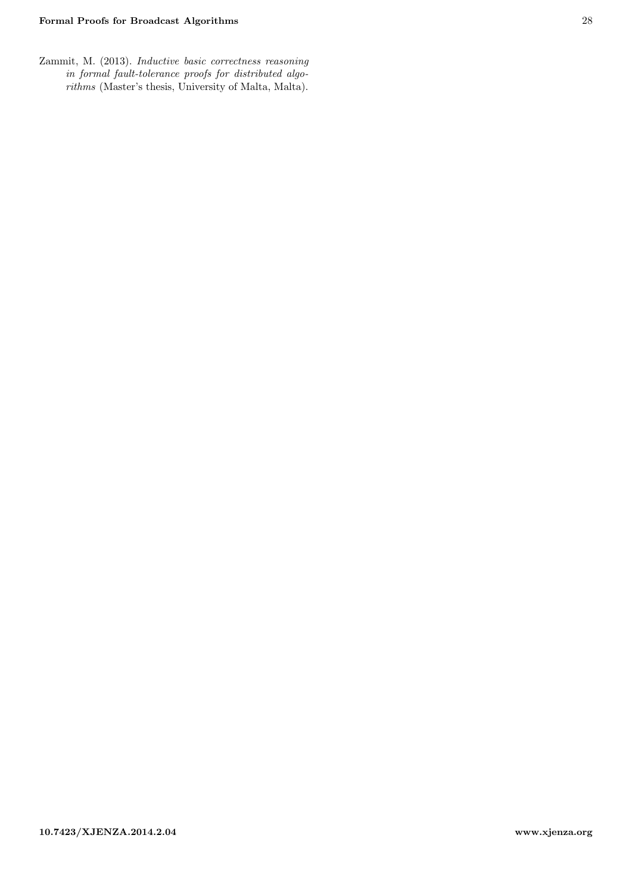Zammit, M. (2013). *Inductive basic correctness reasoning in formal fault-tolerance proofs for distributed algorithms* (Master's thesis, University of Malta, Malta).